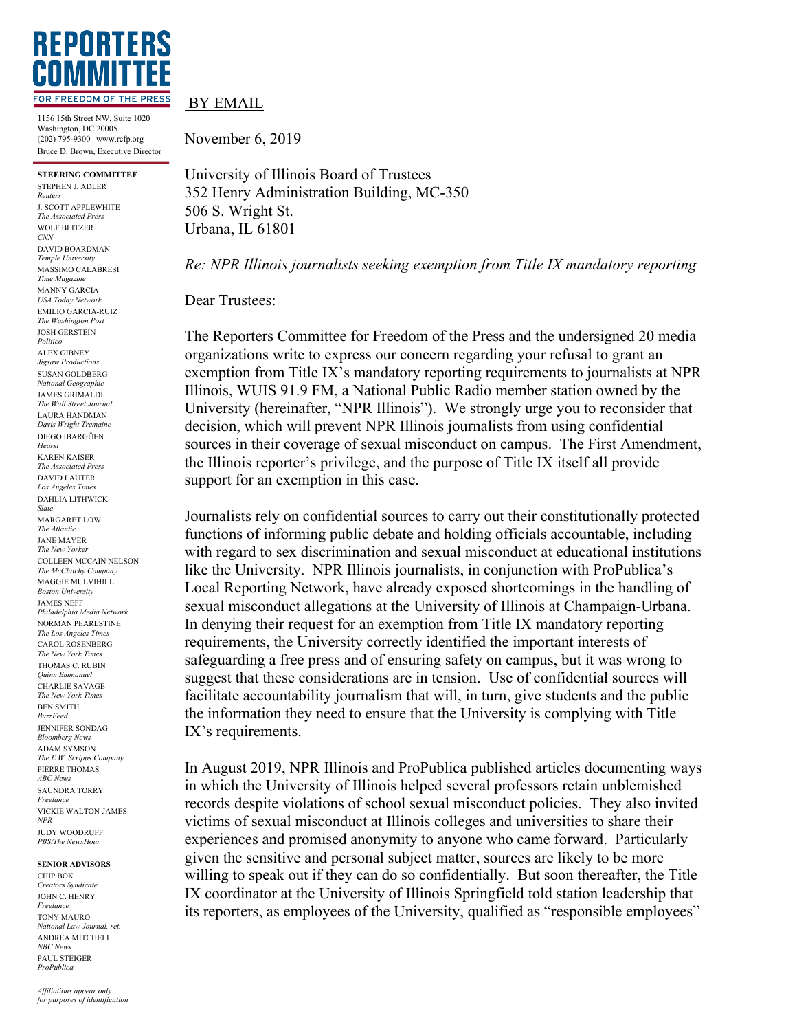# REPORTERS COMMITTEE

FOR FREEDOM OF THE PRESS

1156 15th Street NW, Suite 1020
Washington, DC 20005
(202) 795-9300 | www.rcfp.org
Bruce D. Brown, Executive Director

**STEERING COMMITTEE**

STEPHEN J. ADLER
*Reuters*
J. SCOTT APPLEWHITE
*The Associated Press*
WOLF BLITZER
*CNN*
DAVID BOARDMAN
*Temple University*
MASSIMO CALABRESI
*Time Magazine*
MANNY GARCIA
*USA Today Network*
EMILIO GARCIA-RUIZ
*The Washington Post*
JOSH GERSTEIN
*Politico*
ALEX GIBNEY
*Jigsaw Productions*
SUSAN GOLDBERG
*National Geographic*
JAMES GRIMALDI
*The Wall Street Journal*
LAURA HANDMAN
*Davis Wright Tremaine*
DIEGO IBARGÜEN
*Hearst*
KAREN KAISER
*The Associated Press*
DAVID LAUTER
*Los Angeles Times*
DAHLIA LITHWICK
*Slate*
MARGARET LOW
*The Atlantic*
JANE MAYER
*The New Yorker*
COLLEEN MCCAIN NELSON
*The McClatchy Company*
MAGGIE MULVIHILL
*Boston University*
JAMES NEFF
*Philadelphia Media Network*
NORMAN PEARLSTINE
*The Los Angeles Times*
CAROL ROSENBERG
*The New York Times*
THOMAS C. RUBIN
*Quinn Emmanuel*
CHARLIE SAVAGE
*The New York Times*
BEN SMITH
*BuzzFeed*
JENNIFER SONDAG
*Bloomberg News*
ADAM SYMSON
*The E.W. Scripps Company*
PIERRE THOMAS
*ABC News*
SAUNDRA TORRY
*Freelance*
VICKIE WALTON-JAMES
*NPR*
JUDY WOODRUFF
*PBS/The NewsHour*

**SENIOR ADVISORS**

CHIP BOK
*Creators Syndicate*
JOHN C. HENRY
*Freelance*
TONY MAURO
*National Law Journal, ret.*
ANDREA MITCHELL
*NBC News*
PAUL STEIGER
*ProPublica*

*Affiliations appear only for purposes of identification*

BY EMAIL

November 6, 2019

University of Illinois Board of Trustees
352 Henry Administration Building, MC-350
506 S. Wright St.
Urbana, IL 61801

*Re: NPR Illinois journalists seeking exemption from Title IX mandatory reporting*

Dear Trustees:

The Reporters Committee for Freedom of the Press and the undersigned 20 media organizations write to express our concern regarding your refusal to grant an exemption from Title IX's mandatory reporting requirements to journalists at NPR Illinois, WUIS 91.9 FM, a National Public Radio member station owned by the University (hereinafter, "NPR Illinois"). We strongly urge you to reconsider that decision, which will prevent NPR Illinois journalists from using confidential sources in their coverage of sexual misconduct on campus. The First Amendment, the Illinois reporter's privilege, and the purpose of Title IX itself all provide support for an exemption in this case.

Journalists rely on confidential sources to carry out their constitutionally protected functions of informing public debate and holding officials accountable, including with regard to sex discrimination and sexual misconduct at educational institutions like the University. NPR Illinois journalists, in conjunction with ProPublica's Local Reporting Network, have already exposed shortcomings in the handling of sexual misconduct allegations at the University of Illinois at Champaign-Urbana. In denying their request for an exemption from Title IX mandatory reporting requirements, the University correctly identified the important interests of safeguarding a free press and of ensuring safety on campus, but it was wrong to suggest that these considerations are in tension. Use of confidential sources will facilitate accountability journalism that will, in turn, give students and the public the information they need to ensure that the University is complying with Title IX's requirements.

In August 2019, NPR Illinois and ProPublica published articles documenting ways in which the University of Illinois helped several professors retain unblemished records despite violations of school sexual misconduct policies. They also invited victims of sexual misconduct at Illinois colleges and universities to share their experiences and promised anonymity to anyone who came forward. Particularly given the sensitive and personal subject matter, sources are likely to be more willing to speak out if they can do so confidentially. But soon thereafter, the Title IX coordinator at the University of Illinois Springfield told station leadership that its reporters, as employees of the University, qualified as "responsible employees"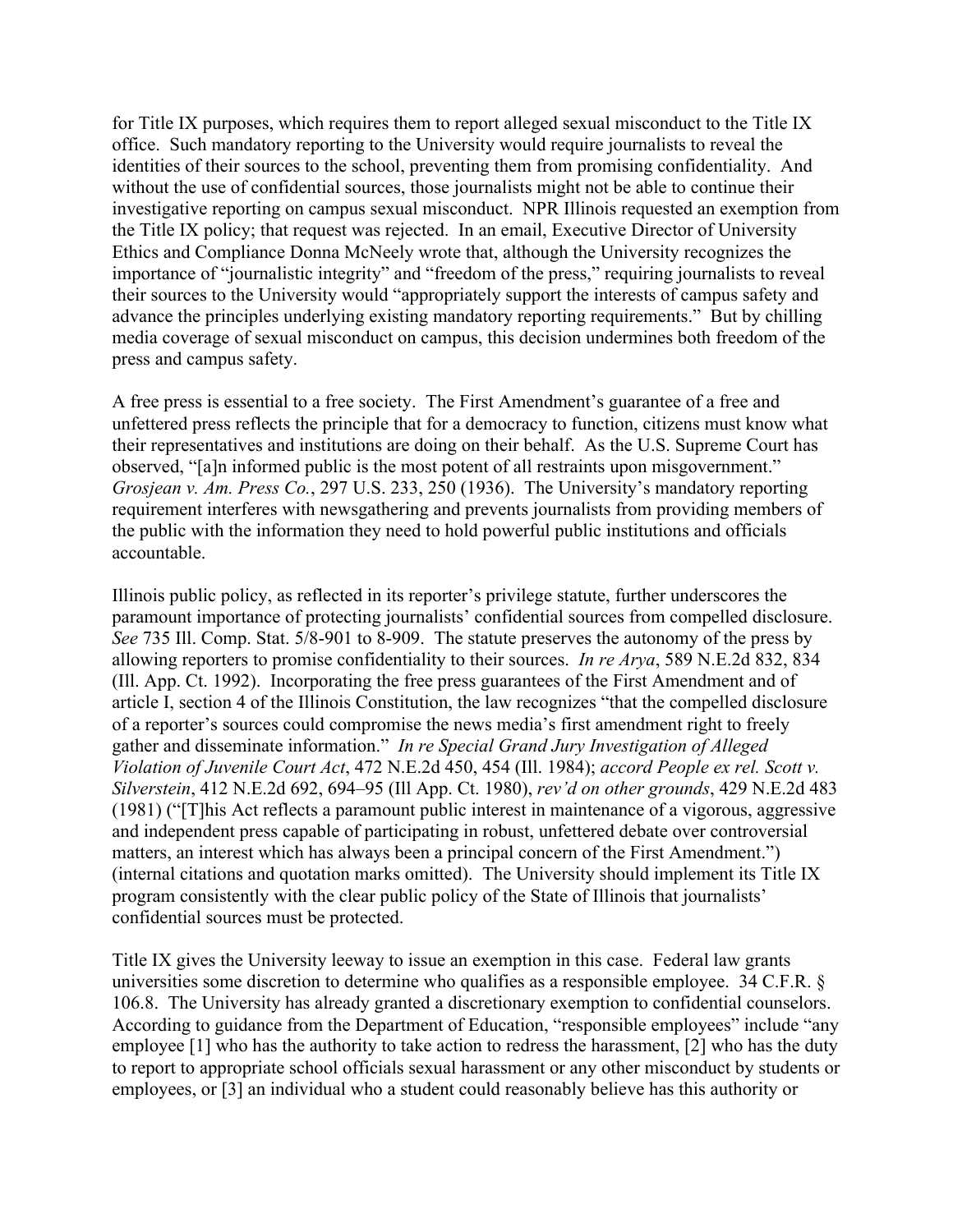for Title IX purposes, which requires them to report alleged sexual misconduct to the Title IX office. Such mandatory reporting to the University would require journalists to reveal the identities of their sources to the school, preventing them from promising confidentiality. And without the use of confidential sources, those journalists might not be able to continue their investigative reporting on campus sexual misconduct. NPR Illinois requested an exemption from the Title IX policy; that request was rejected. In an email, Executive Director of University Ethics and Compliance Donna McNeely wrote that, although the University recognizes the importance of "journalistic integrity" and "freedom of the press," requiring journalists to reveal their sources to the University would "appropriately support the interests of campus safety and advance the principles underlying existing mandatory reporting requirements." But by chilling media coverage of sexual misconduct on campus, this decision undermines both freedom of the press and campus safety.

A free press is essential to a free society. The First Amendment's guarantee of a free and unfettered press reflects the principle that for a democracy to function, citizens must know what their representatives and institutions are doing on their behalf. As the U.S. Supreme Court has observed, "[a]n informed public is the most potent of all restraints upon misgovernment." *Grosjean v. Am. Press Co.*, 297 U.S. 233, 250 (1936). The University's mandatory reporting requirement interferes with newsgathering and prevents journalists from providing members of the public with the information they need to hold powerful public institutions and officials accountable.

Illinois public policy, as reflected in its reporter's privilege statute, further underscores the paramount importance of protecting journalists' confidential sources from compelled disclosure. *See* 735 Ill. Comp. Stat. 5/8-901 to 8-909. The statute preserves the autonomy of the press by allowing reporters to promise confidentiality to their sources. *In re Arya*, 589 N.E.2d 832, 834 (Ill. App. Ct. 1992). Incorporating the free press guarantees of the First Amendment and of article I, section 4 of the Illinois Constitution, the law recognizes "that the compelled disclosure of a reporter's sources could compromise the news media's first amendment right to freely gather and disseminate information." *In re Special Grand Jury Investigation of Alleged Violation of Juvenile Court Act*, 472 N.E.2d 450, 454 (Ill. 1984); *accord People ex rel. Scott v. Silverstein*, 412 N.E.2d 692, 694–95 (Ill App. Ct. 1980), *rev'd on other grounds*, 429 N.E.2d 483 (1981) ("[T]his Act reflects a paramount public interest in maintenance of a vigorous, aggressive and independent press capable of participating in robust, unfettered debate over controversial matters, an interest which has always been a principal concern of the First Amendment.") (internal citations and quotation marks omitted). The University should implement its Title IX program consistently with the clear public policy of the State of Illinois that journalists' confidential sources must be protected.

Title IX gives the University leeway to issue an exemption in this case. Federal law grants universities some discretion to determine who qualifies as a responsible employee. 34 C.F.R. § 106.8. The University has already granted a discretionary exemption to confidential counselors. According to guidance from the Department of Education, "responsible employees" include "any employee [1] who has the authority to take action to redress the harassment, [2] who has the duty to report to appropriate school officials sexual harassment or any other misconduct by students or employees, or [3] an individual who a student could reasonably believe has this authority or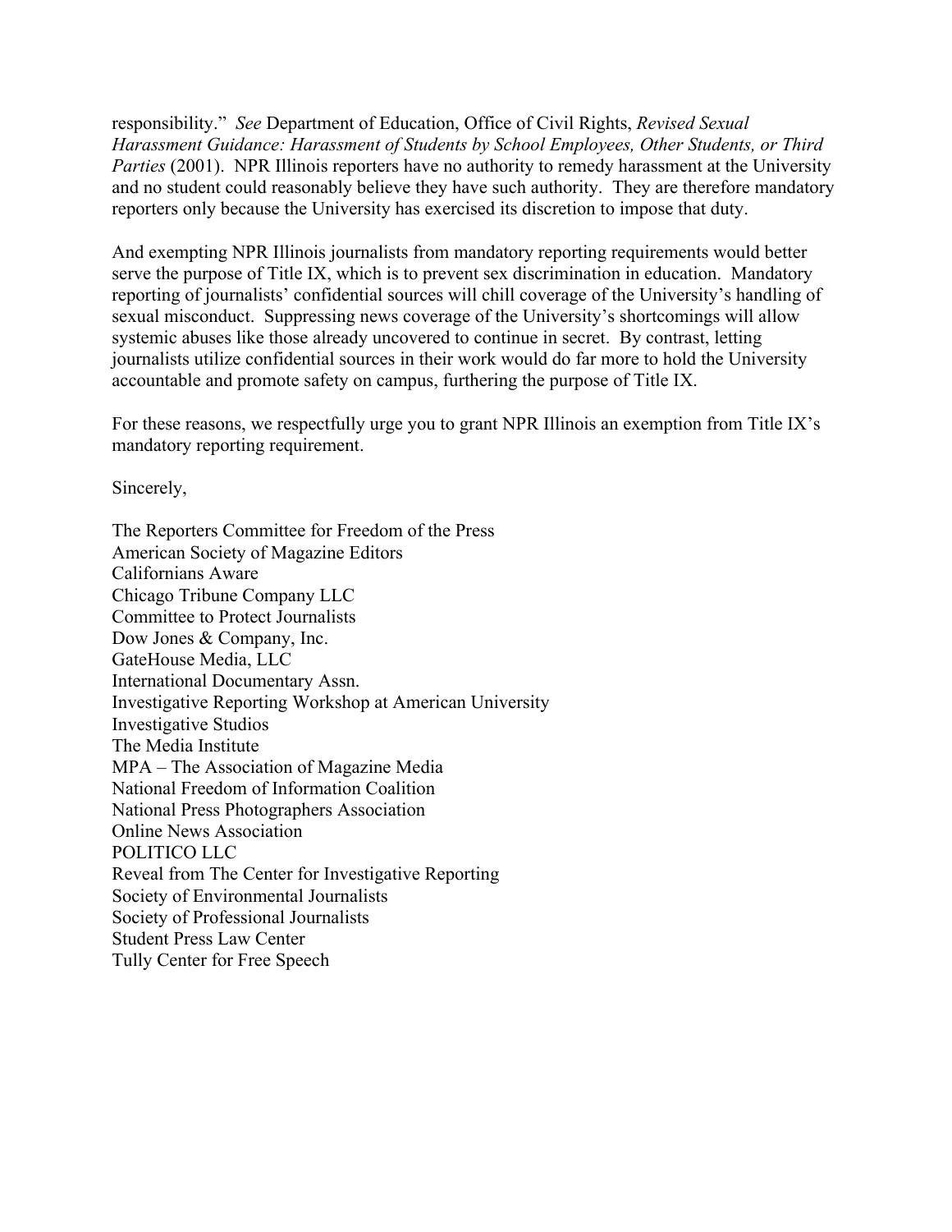responsibility." *See* Department of Education, Office of Civil Rights, *Revised Sexual Harassment Guidance: Harassment of Students by School Employees, Other Students, or Third Parties* (2001). NPR Illinois reporters have no authority to remedy harassment at the University and no student could reasonably believe they have such authority. They are therefore mandatory reporters only because the University has exercised its discretion to impose that duty.

And exempting NPR Illinois journalists from mandatory reporting requirements would better serve the purpose of Title IX, which is to prevent sex discrimination in education. Mandatory reporting of journalists' confidential sources will chill coverage of the University's handling of sexual misconduct. Suppressing news coverage of the University's shortcomings will allow systemic abuses like those already uncovered to continue in secret. By contrast, letting journalists utilize confidential sources in their work would do far more to hold the University accountable and promote safety on campus, furthering the purpose of Title IX.

For these reasons, we respectfully urge you to grant NPR Illinois an exemption from Title IX's mandatory reporting requirement.

Sincerely,

The Reporters Committee for Freedom of the Press
American Society of Magazine Editors
Californians Aware
Chicago Tribune Company LLC
Committee to Protect Journalists
Dow Jones & Company, Inc.
GateHouse Media, LLC
International Documentary Assn.
Investigative Reporting Workshop at American University
Investigative Studios
The Media Institute
MPA – The Association of Magazine Media
National Freedom of Information Coalition
National Press Photographers Association
Online News Association
POLITICO LLC
Reveal from The Center for Investigative Reporting
Society of Environmental Journalists
Society of Professional Journalists
Student Press Law Center
Tully Center for Free Speech